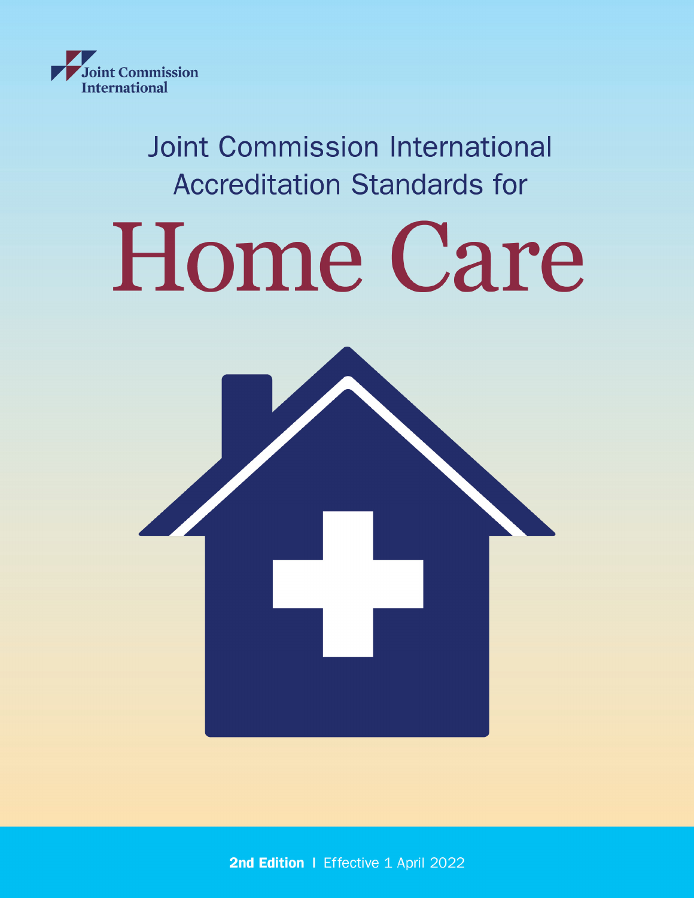Joint Commission International

Joint Commission International Accreditation Standards for

# Home Care

**2nd Edition** | Effective 1 April 2022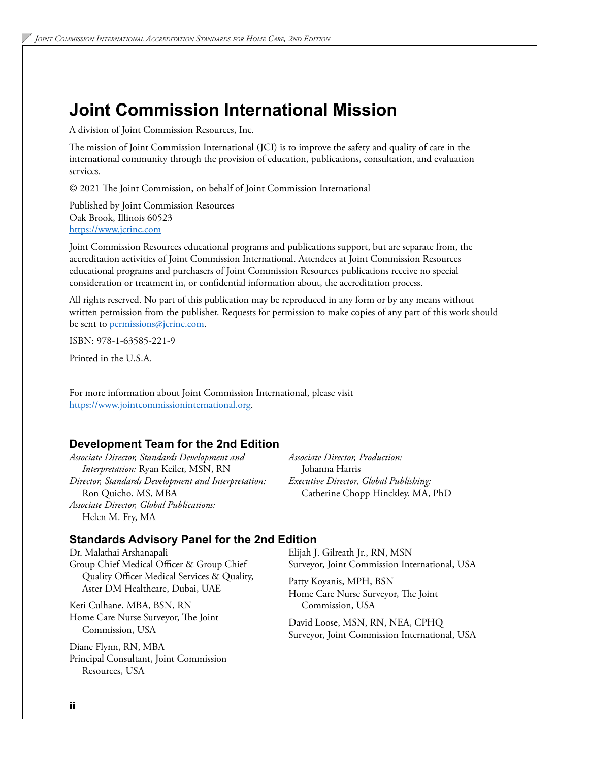# Joint Commission International Mission

A division of Joint Commission Resources, Inc.

The mission of Joint Commission International (JCI) is to improve the safety and quality of care in the international community through the provision of education, publications, consultation, and evaluation services.

© 2021 The Joint Commission, on behalf of Joint Commission International

Published by Joint Commission Resources
Oak Brook, Illinois 60523
https://www.jcrinc.com

Joint Commission Resources educational programs and publications support, but are separate from, the accreditation activities of Joint Commission International. Attendees at Joint Commission Resources educational programs and purchasers of Joint Commission Resources publications receive no special consideration or treatment in, or confidential information about, the accreditation process.

All rights reserved. No part of this publication may be reproduced in any form or by any means without written permission from the publisher. Requests for permission to make copies of any part of this work should be sent to permissions@jcrinc.com.

ISBN: 978-1-63585-221-9

Printed in the U.S.A.

For more information about Joint Commission International, please visit https://www.jointcommissioninternational.org.

### Development Team for the 2nd Edition

*Associate Director, Standards Development and Interpretation:* Ryan Keiler, MSN, RN
*Director, Standards Development and Interpretation:* Ron Quicho, MS, MBA
*Associate Director, Global Publications:* Helen M. Fry, MA
*Associate Director, Production:* Johanna Harris
*Executive Director, Global Publishing:* Catherine Chopp Hinckley, MA, PhD

### Standards Advisory Panel for the 2nd Edition

Dr. Malathai Arshanapali
Group Chief Medical Officer & Group Chief Quality Officer Medical Services & Quality, Aster DM Healthcare, Dubai, UAE

Keri Culhane, MBA, BSN, RN
Home Care Nurse Surveyor, The Joint Commission, USA

Diane Flynn, RN, MBA
Principal Consultant, Joint Commission Resources, USA

Elijah J. Gilreath Jr., RN, MSN
Surveyor, Joint Commission International, USA

Patty Koyanis, MPH, BSN
Home Care Nurse Surveyor, The Joint Commission, USA

David Loose, MSN, RN, NEA, CPHQ
Surveyor, Joint Commission International, USA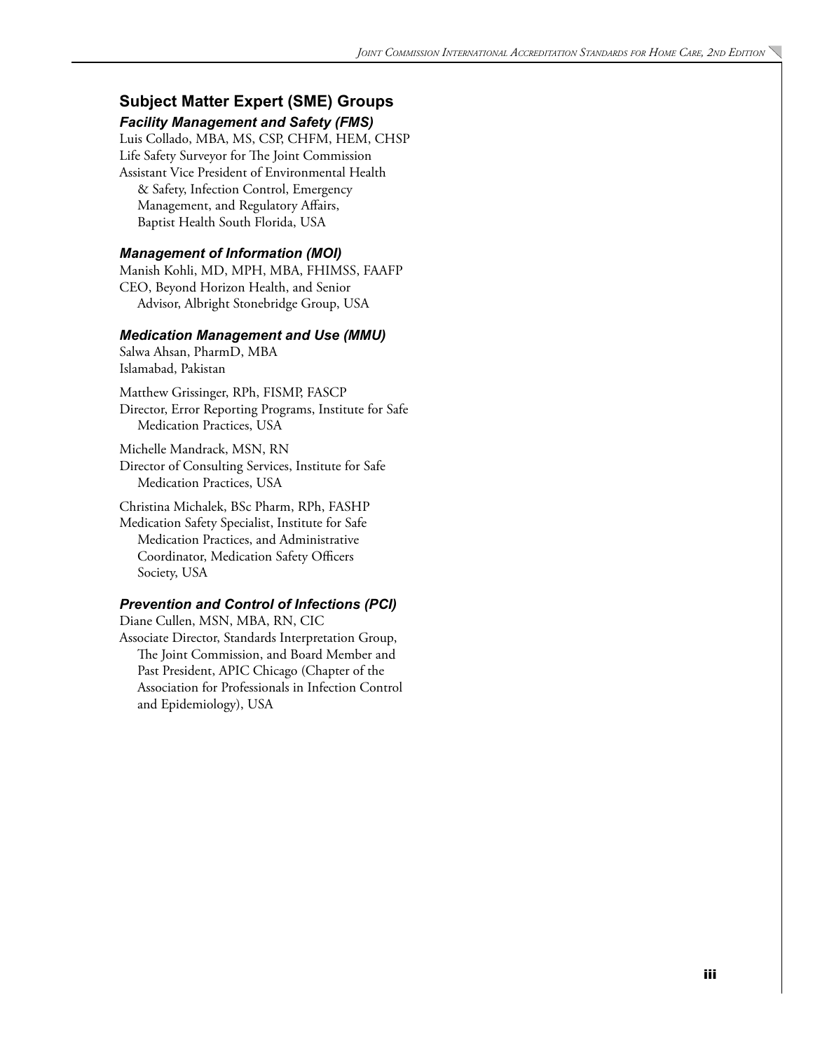## Subject Matter Expert (SME) Groups

### *Facility Management and Safety (FMS)*

Luis Collado, MBA, MS, CSP, CHFM, HEM, CHSP
Life Safety Surveyor for The Joint Commission
Assistant Vice President of Environmental Health & Safety, Infection Control, Emergency Management, and Regulatory Affairs, Baptist Health South Florida, USA

### *Management of Information (MOI)*

Manish Kohli, MD, MPH, MBA, FHIMSS, FAAFP
CEO, Beyond Horizon Health, and Senior Advisor, Albright Stonebridge Group, USA

### *Medication Management and Use (MMU)*

Salwa Ahsan, PharmD, MBA
Islamabad, Pakistan

Matthew Grissinger, RPh, FISMP, FASCP
Director, Error Reporting Programs, Institute for Safe Medication Practices, USA

Michelle Mandrack, MSN, RN
Director of Consulting Services, Institute for Safe Medication Practices, USA

Christina Michalek, BSc Pharm, RPh, FASHP
Medication Safety Specialist, Institute for Safe Medication Practices, and Administrative Coordinator, Medication Safety Officers Society, USA

### *Prevention and Control of Infections (PCI)*

Diane Cullen, MSN, MBA, RN, CIC
Associate Director, Standards Interpretation Group, The Joint Commission, and Board Member and Past President, APIC Chicago (Chapter of the Association for Professionals in Infection Control and Epidemiology), USA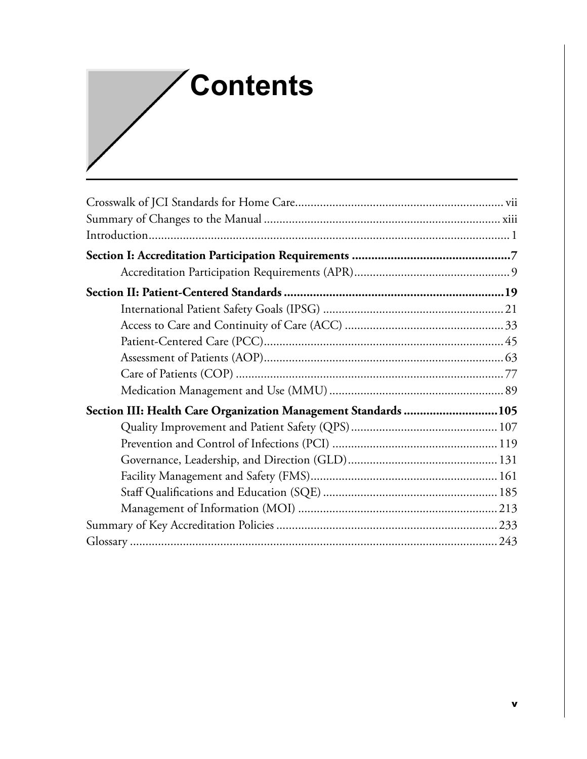# Contents

Crosswalk of JCI Standards for Home Care .......... vii
Summary of Changes to the Manual .......... xiii
Introduction .......... 1

**Section I: Accreditation Participation Requirements .......... 7**

- Accreditation Participation Requirements (APR) .......... 9

**Section II: Patient-Centered Standards .......... 19**

- International Patient Safety Goals (IPSG) .......... 21
- Access to Care and Continuity of Care (ACC) .......... 33
- Patient-Centered Care (PCC) .......... 45
- Assessment of Patients (AOP) .......... 63
- Care of Patients (COP) .......... 77
- Medication Management and Use (MMU) .......... 89

**Section III: Health Care Organization Management Standards .......... 105**

- Quality Improvement and Patient Safety (QPS) .......... 107
- Prevention and Control of Infections (PCI) .......... 119
- Governance, Leadership, and Direction (GLD) .......... 131
- Facility Management and Safety (FMS) .......... 161
- Staff Qualifications and Education (SQE) .......... 185
- Management of Information (MOI) .......... 213

Summary of Key Accreditation Policies .......... 233
Glossary .......... 243